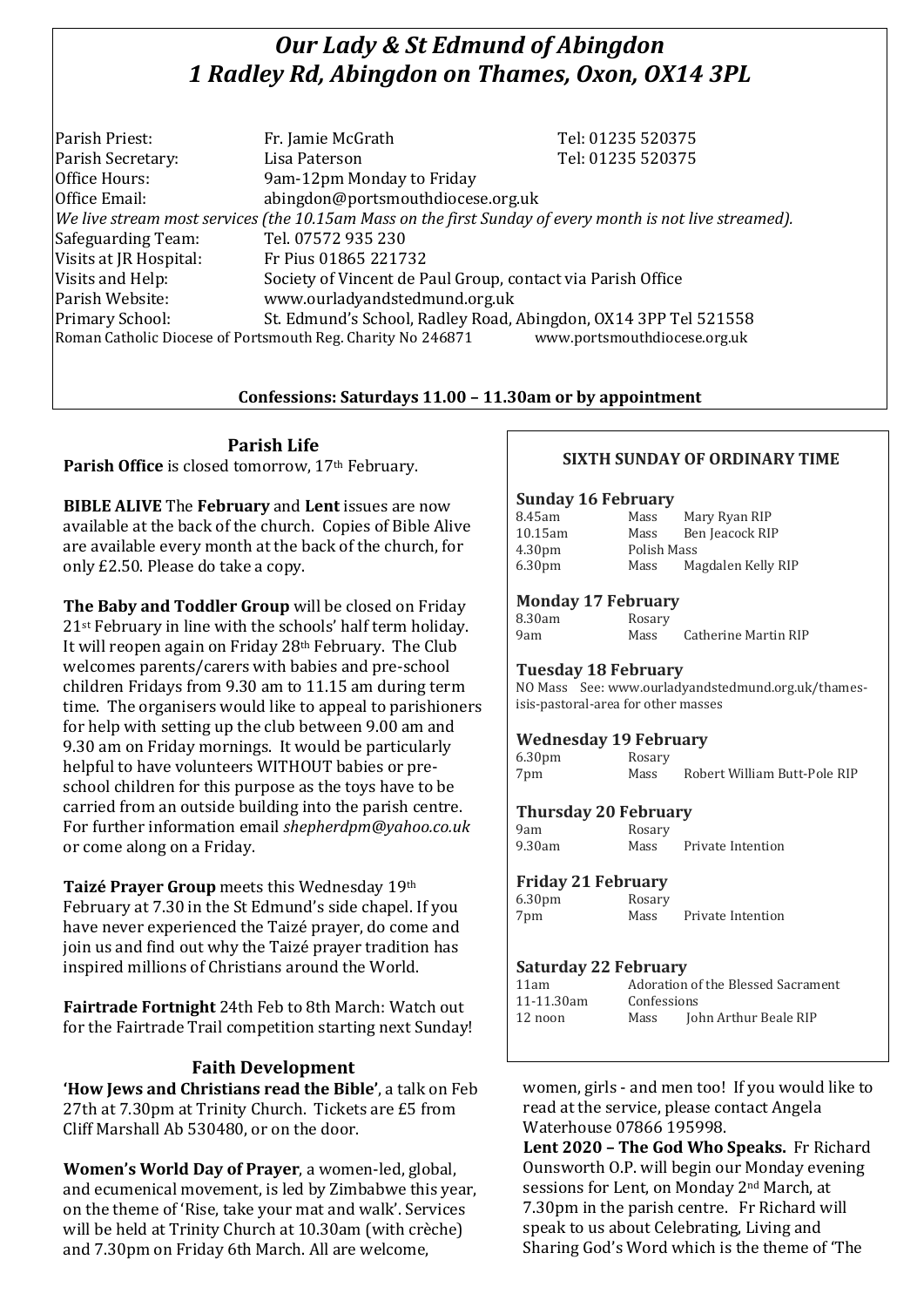# *Our Lady & St Edmund of Abingdon*
# *1 Radley Rd, Abingdon on Thames, Oxon, OX14 3PL*

| | | |
|---|---|---|
| Parish Priest: | Fr. Jamie McGrath | Tel: 01235 520375 |
| Parish Secretary: | Lisa Paterson | Tel: 01235 520375 |
| Office Hours: | 9am-12pm Monday to Friday | |
| Office Email: | abingdon@portsmouthdiocese.org.uk | |

*We live stream most services (the 10.15am Mass on the first Sunday of every month is not live streamed).*

| | |
|---|---|
| Safeguarding Team: | Tel. 07572 935 230 |
| Visits at JR Hospital: | Fr Pius 01865 221732 |
| Visits and Help: | Society of Vincent de Paul Group, contact via Parish Office |
| Parish Website: | www.ourladyandstedmund.org.uk |
| Primary School: | St. Edmund's School, Radley Road, Abingdon, OX14 3PP Tel 521558 |

Roman Catholic Diocese of Portsmouth Reg. Charity No 246871 www.portsmouthdiocese.org.uk

**Confessions: Saturdays 11.00 – 11.30am or by appointment**

## Parish Life

**Parish Office** is closed tomorrow, 17th February.

**BIBLE ALIVE** The **February** and **Lent** issues are now available at the back of the church. Copies of Bible Alive are available every month at the back of the church, for only £2.50. Please do take a copy.

**The Baby and Toddler Group** will be closed on Friday 21st February in line with the schools' half term holiday. It will reopen again on Friday 28th February. The Club welcomes parents/carers with babies and pre-school children Fridays from 9.30 am to 11.15 am during term time. The organisers would like to appeal to parishioners for help with setting up the club between 9.00 am and 9.30 am on Friday mornings. It would be particularly helpful to have volunteers WITHOUT babies or pre-school children for this purpose as the toys have to be carried from an outside building into the parish centre. For further information email *shepherdpm@yahoo.co.uk* or come along on a Friday.

**Taizé Prayer Group** meets this Wednesday 19th February at 7.30 in the St Edmund's side chapel. If you have never experienced the Taizé prayer, do come and join us and find out why the Taizé prayer tradition has inspired millions of Christians around the World.

**Fairtrade Fortnight** 24th Feb to 8th March: Watch out for the Fairtrade Trail competition starting next Sunday!

## Faith Development

**'How Jews and Christians read the Bible'**, a talk on Feb 27th at 7.30pm at Trinity Church. Tickets are £5 from Cliff Marshall Ab 530480, or on the door.

**Women's World Day of Prayer**, a women-led, global, and ecumenical movement, is led by Zimbabwe this year, on the theme of 'Rise, take your mat and walk'. Services will be held at Trinity Church at 10.30am (with crèche) and 7.30pm on Friday 6th March. All are welcome, women, girls - and men too! If you would like to read at the service, please contact Angela Waterhouse 07866 195998.

**Lent 2020 – The God Who Speaks.** Fr Richard Ounsworth O.P. will begin our Monday evening sessions for Lent, on Monday 2nd March, at 7.30pm in the parish centre. Fr Richard will speak to us about Celebrating, Living and Sharing God's Word which is the theme of 'The

## SIXTH SUNDAY OF ORDINARY TIME

### Sunday 16 February

| | | |
|---|---|---|
| 8.45am | Mass | Mary Ryan RIP |
| 10.15am | Mass | Ben Jeacock RIP |
| 4.30pm | Polish Mass | |
| 6.30pm | Mass | Magdalen Kelly RIP |

### Monday 17 February

| | | |
|---|---|---|
| 8.30am | Rosary | |
| 9am | Mass | Catherine Martin RIP |

### Tuesday 18 February

NO Mass See: www.ourladyandstedmund.org.uk/thames-isis-pastoral-area for other masses

### Wednesday 19 February

| | | |
|---|---|---|
| 6.30pm | Rosary | |
| 7pm | Mass | Robert William Butt-Pole RIP |

### Thursday 20 February

| | | |
|---|---|---|
| 9am | Rosary | |
| 9.30am | Mass | Private Intention |

### Friday 21 February

| | | |
|---|---|---|
| 6.30pm | Rosary | |
| 7pm | Mass | Private Intention |

### Saturday 22 February

| | | |
|---|---|---|
| 11am | Adoration of the Blessed Sacrament | |
| 11-11.30am | Confessions | |
| 12 noon | Mass | John Arthur Beale RIP |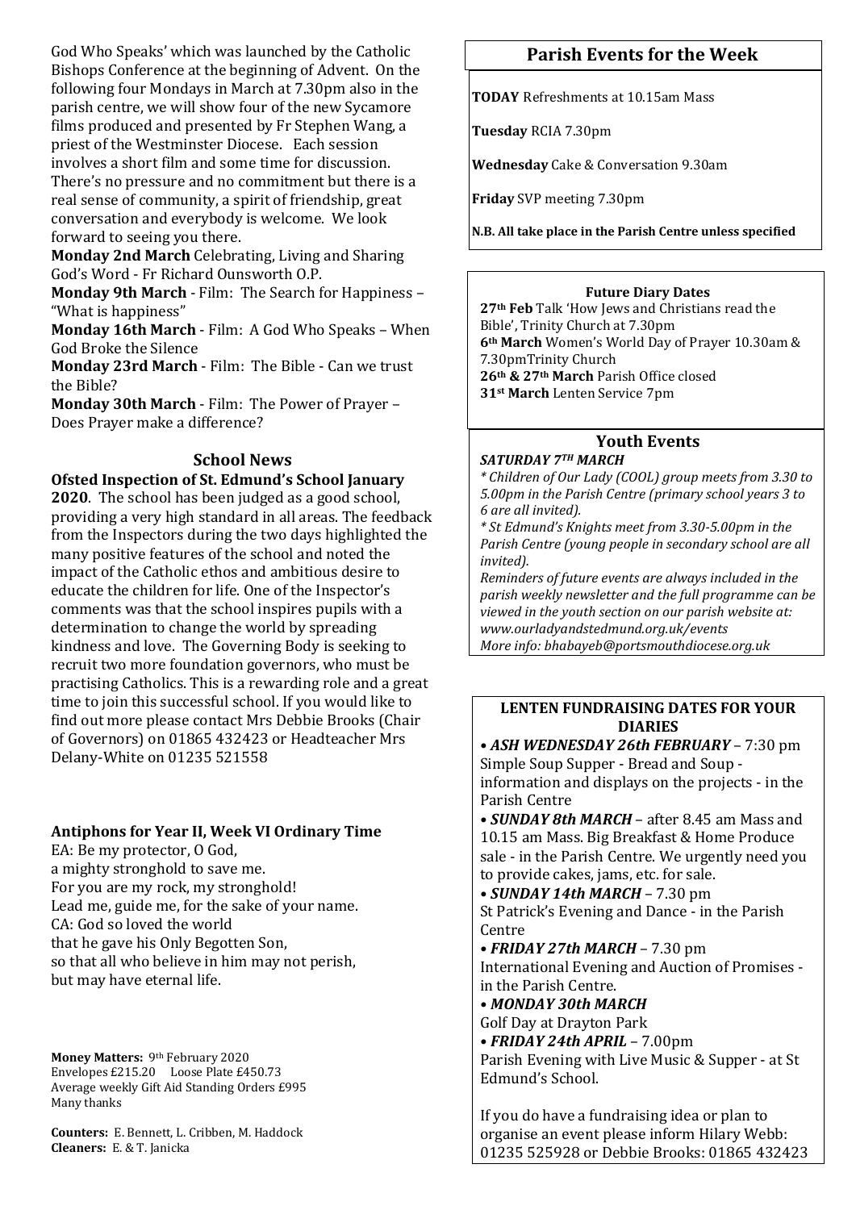God Who Speaks' which was launched by the Catholic Bishops Conference at the beginning of Advent. On the following four Mondays in March at 7.30pm also in the parish centre, we will show four of the new Sycamore films produced and presented by Fr Stephen Wang, a priest of the Westminster Diocese. Each session involves a short film and some time for discussion. There's no pressure and no commitment but there is a real sense of community, a spirit of friendship, great conversation and everybody is welcome. We look forward to seeing you there.

**Monday 2nd March** Celebrating, Living and Sharing God's Word - Fr Richard Ounsworth O.P.

**Monday 9th March** - Film: The Search for Happiness – "What is happiness"

**Monday 16th March** - Film: A God Who Speaks – When God Broke the Silence

**Monday 23rd March** - Film: The Bible - Can we trust the Bible?

**Monday 30th March** - Film: The Power of Prayer – Does Prayer make a difference?

## School News

**Ofsted Inspection of St. Edmund's School January 2020**. The school has been judged as a good school, providing a very high standard in all areas. The feedback from the Inspectors during the two days highlighted the many positive features of the school and noted the impact of the Catholic ethos and ambitious desire to educate the children for life. One of the Inspector's comments was that the school inspires pupils with a determination to change the world by spreading kindness and love. The Governing Body is seeking to recruit two more foundation governors, who must be practising Catholics. This is a rewarding role and a great time to join this successful school. If you would like to find out more please contact Mrs Debbie Brooks (Chair of Governors) on 01865 432423 or Headteacher Mrs Delany-White on 01235 521558

### Antiphons for Year II, Week VI Ordinary Time

EA: Be my protector, O God,
a mighty stronghold to save me.
For you are my rock, my stronghold!
Lead me, guide me, for the sake of your name.
CA: God so loved the world
that he gave his Only Begotten Son,
so that all who believe in him may not perish,
but may have eternal life.

**Money Matters:** 9th February 2020
Envelopes £215.20 Loose Plate £450.73
Average weekly Gift Aid Standing Orders £995
Many thanks

**Counters:** E. Bennett, L. Cribben, M. Haddock
**Cleaners:** E. & T. Janicka

## Parish Events for the Week

**TODAY** Refreshments at 10.15am Mass

**Tuesday** RCIA 7.30pm

**Wednesday** Cake & Conversation 9.30am

**Friday** SVP meeting 7.30pm

**N.B. All take place in the Parish Centre unless specified**

### Future Diary Dates

**27th Feb** Talk 'How Jews and Christians read the Bible', Trinity Church at 7.30pm
**6th March** Women's World Day of Prayer 10.30am & 7.30pmTrinity Church
**26th & 27th March** Parish Office closed
**31st March** Lenten Service 7pm

### Youth Events

***SATURDAY 7TH MARCH***

*\* Children of Our Lady (COOL) group meets from 3.30 to 5.00pm in the Parish Centre (primary school years 3 to 6 are all invited).*

*\* St Edmund's Knights meet from 3.30-5.00pm in the Parish Centre (young people in secondary school are all invited).*

*Reminders of future events are always included in the parish weekly newsletter and the full programme can be viewed in the youth section on our parish website at: www.ourladyandstedmund.org.uk/events*
*More info: bhabayeb@portsmouthdiocese.org.uk*

### LENTEN FUNDRAISING DATES FOR YOUR DIARIES

• ***ASH WEDNESDAY 26th FEBRUARY*** – 7:30 pm
Simple Soup Supper - Bread and Soup - information and displays on the projects - in the Parish Centre

• ***SUNDAY 8th MARCH*** – after 8.45 am Mass and 10.15 am Mass. Big Breakfast & Home Produce sale - in the Parish Centre. We urgently need you to provide cakes, jams, etc. for sale.

• ***SUNDAY 14th MARCH*** – 7.30 pm
St Patrick's Evening and Dance - in the Parish Centre

• ***FRIDAY 27th MARCH*** – 7.30 pm
International Evening and Auction of Promises - in the Parish Centre.

• ***MONDAY 30th MARCH***
Golf Day at Drayton Park

• ***FRIDAY 24th APRIL*** – 7.00pm
Parish Evening with Live Music & Supper - at St Edmund's School.

If you do have a fundraising idea or plan to organise an event please inform Hilary Webb: 01235 525928 or Debbie Brooks: 01865 432423